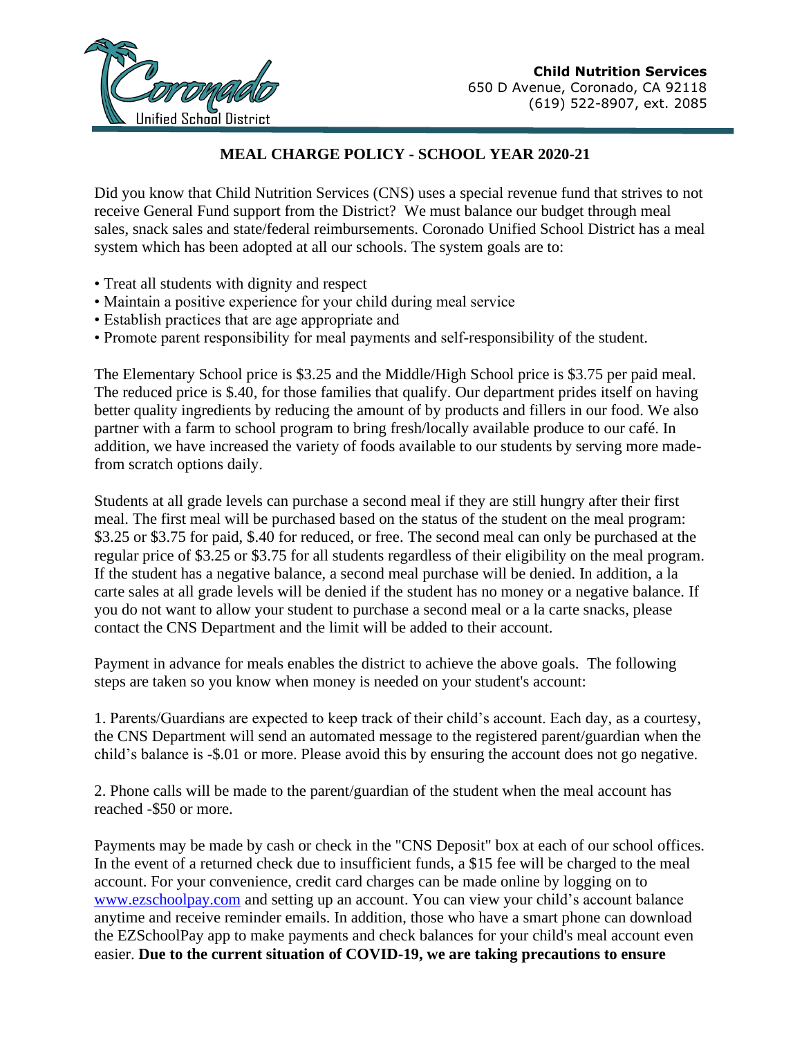Coronado Unified School District

**Child Nutrition Services**
650 D Avenue, Coronado, CA 92118
(619) 522-8907, ext. 2085

# MEAL CHARGE POLICY - SCHOOL YEAR 2020-21

Did you know that Child Nutrition Services (CNS) uses a special revenue fund that strives to not receive General Fund support from the District? We must balance our budget through meal sales, snack sales and state/federal reimbursements. Coronado Unified School District has a meal system which has been adopted at all our schools. The system goals are to:

- Treat all students with dignity and respect
- Maintain a positive experience for your child during meal service
- Establish practices that are age appropriate and
- Promote parent responsibility for meal payments and self-responsibility of the student.

The Elementary School price is $3.25 and the Middle/High School price is $3.75 per paid meal. The reduced price is $.40, for those families that qualify. Our department prides itself on having better quality ingredients by reducing the amount of by products and fillers in our food. We also partner with a farm to school program to bring fresh/locally available produce to our café. In addition, we have increased the variety of foods available to our students by serving more made-from scratch options daily.

Students at all grade levels can purchase a second meal if they are still hungry after their first meal. The first meal will be purchased based on the status of the student on the meal program: $3.25 or $3.75 for paid, $.40 for reduced, or free. The second meal can only be purchased at the regular price of $3.25 or $3.75 for all students regardless of their eligibility on the meal program. If the student has a negative balance, a second meal purchase will be denied. In addition, a la carte sales at all grade levels will be denied if the student has no money or a negative balance. If you do not want to allow your student to purchase a second meal or a la carte snacks, please contact the CNS Department and the limit will be added to their account.

Payment in advance for meals enables the district to achieve the above goals. The following steps are taken so you know when money is needed on your student's account:

1. Parents/Guardians are expected to keep track of their child's account. Each day, as a courtesy, the CNS Department will send an automated message to the registered parent/guardian when the child's balance is -$.01 or more. Please avoid this by ensuring the account does not go negative.

2. Phone calls will be made to the parent/guardian of the student when the meal account has reached -$50 or more.

Payments may be made by cash or check in the "CNS Deposit" box at each of our school offices. In the event of a returned check due to insufficient funds, a $15 fee will be charged to the meal account. For your convenience, credit card charges can be made online by logging on to [www.ezschoolpay.com](http://www.ezschoolpay.com) and setting up an account. You can view your child's account balance anytime and receive reminder emails. In addition, those who have a smart phone can download the EZSchoolPay app to make payments and check balances for your child's meal account even easier. **Due to the current situation of COVID-19, we are taking precautions to ensure**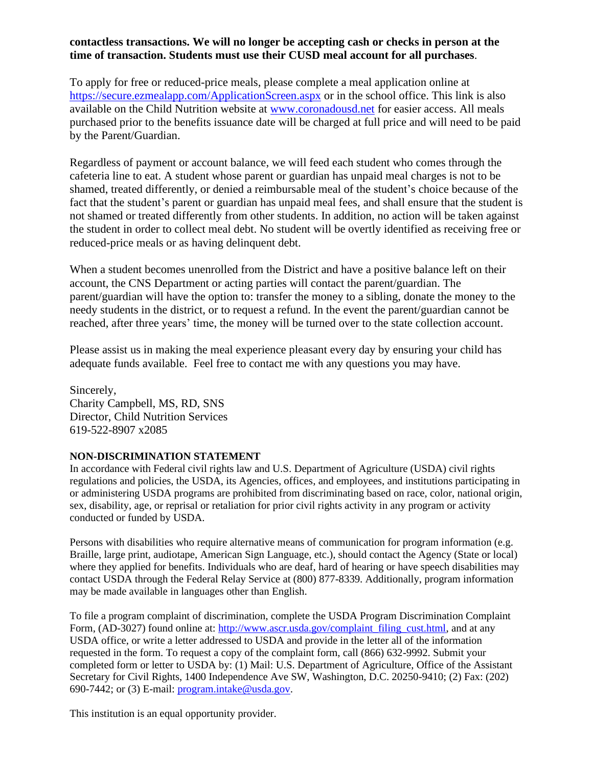**contactless transactions. We will no longer be accepting cash or checks in person at the time of transaction. Students must use their CUSD meal account for all purchases**.

To apply for free or reduced-price meals, please complete a meal application online at https://secure.ezmealapp.com/ApplicationScreen.aspx or in the school office. This link is also available on the Child Nutrition website at www.coronadousd.net for easier access. All meals purchased prior to the benefits issuance date will be charged at full price and will need to be paid by the Parent/Guardian.

Regardless of payment or account balance, we will feed each student who comes through the cafeteria line to eat. A student whose parent or guardian has unpaid meal charges is not to be shamed, treated differently, or denied a reimbursable meal of the student's choice because of the fact that the student's parent or guardian has unpaid meal fees, and shall ensure that the student is not shamed or treated differently from other students. In addition, no action will be taken against the student in order to collect meal debt. No student will be overtly identified as receiving free or reduced-price meals or as having delinquent debt.

When a student becomes unenrolled from the District and have a positive balance left on their account, the CNS Department or acting parties will contact the parent/guardian. The parent/guardian will have the option to: transfer the money to a sibling, donate the money to the needy students in the district, or to request a refund. In the event the parent/guardian cannot be reached, after three years' time, the money will be turned over to the state collection account.

Please assist us in making the meal experience pleasant every day by ensuring your child has adequate funds available. Feel free to contact me with any questions you may have.

Sincerely,
Charity Campbell, MS, RD, SNS
Director, Child Nutrition Services
619-522-8907 x2085

**NON-DISCRIMINATION STATEMENT**

In accordance with Federal civil rights law and U.S. Department of Agriculture (USDA) civil rights regulations and policies, the USDA, its Agencies, offices, and employees, and institutions participating in or administering USDA programs are prohibited from discriminating based on race, color, national origin, sex, disability, age, or reprisal or retaliation for prior civil rights activity in any program or activity conducted or funded by USDA.

Persons with disabilities who require alternative means of communication for program information (e.g. Braille, large print, audiotape, American Sign Language, etc.), should contact the Agency (State or local) where they applied for benefits. Individuals who are deaf, hard of hearing or have speech disabilities may contact USDA through the Federal Relay Service at (800) 877-8339. Additionally, program information may be made available in languages other than English.

To file a program complaint of discrimination, complete the USDA Program Discrimination Complaint Form, (AD-3027) found online at: http://www.ascr.usda.gov/complaint_filing_cust.html, and at any USDA office, or write a letter addressed to USDA and provide in the letter all of the information requested in the form. To request a copy of the complaint form, call (866) 632-9992. Submit your completed form or letter to USDA by: (1) Mail: U.S. Department of Agriculture, Office of the Assistant Secretary for Civil Rights, 1400 Independence Ave SW, Washington, D.C. 20250-9410; (2) Fax: (202) 690-7442; or (3) E-mail: program.intake@usda.gov.

This institution is an equal opportunity provider.